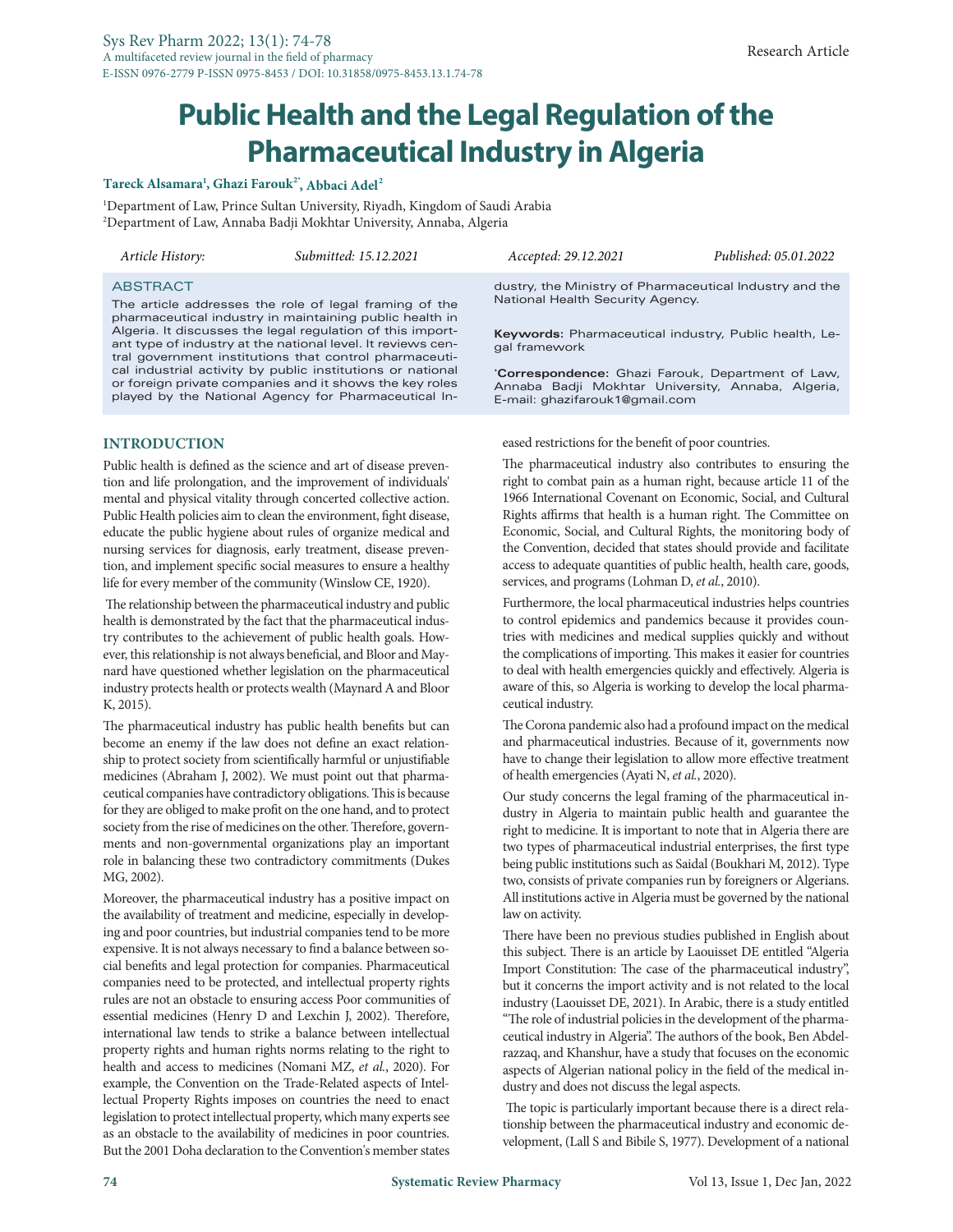Research Article

# Public Health and the Legal Regulation of the Pharmaceutical Industry in Algeria

**Tareck Alsamara[1], Ghazi Farouk[2*], Abbaci Adel[2]**

[1]Department of Law, Prince Sultan University, Riyadh, Kingdom of Saudi Arabia
[2]Department of Law, Annaba Badji Mokhtar University, Annaba, Algeria

*Article History:* *Submitted: 15.12.2021* *Accepted: 29.12.2021* *Published: 05.01.2022*

## ABSTRACT

The article addresses the role of legal framing of the pharmaceutical industry in maintaining public health in Algeria. It discusses the legal regulation of this important type of industry at the national level. It reviews central government institutions that control pharmaceutical industrial activity by public institutions or national or foreign private companies and it shows the key roles played by the National Agency for Pharmaceutical Industry, the Ministry of Pharmaceutical Industry and the National Health Security Agency.

**Keywords:** Pharmaceutical industry, Public health, Legal framework

**\*Correspondence:** Ghazi Farouk, Department of Law, Annaba Badji Mokhtar University, Annaba, Algeria, E-mail: ghazifarouk1@gmail.com

## INTRODUCTION

Public health is defined as the science and art of disease prevention and life prolongation, and the improvement of individuals' mental and physical vitality through concerted collective action. Public Health policies aim to clean the environment, fight disease, educate the public hygiene about rules of organize medical and nursing services for diagnosis, early treatment, disease prevention, and implement specific social measures to ensure a healthy life for every member of the community (Winslow CE, 1920).

The relationship between the pharmaceutical industry and public health is demonstrated by the fact that the pharmaceutical industry contributes to the achievement of public health goals. However, this relationship is not always beneficial, and Bloor and Maynard have questioned whether legislation on the pharmaceutical industry protects health or protects wealth (Maynard A and Bloor K, 2015).

The pharmaceutical industry has public health benefits but can become an enemy if the law does not define an exact relationship to protect society from scientifically harmful or unjustifiable medicines (Abraham J, 2002). We must point out that pharmaceutical companies have contradictory obligations. This is because for they are obliged to make profit on the one hand, and to protect society from the rise of medicines on the other. Therefore, governments and non-governmental organizations play an important role in balancing these two contradictory commitments (Dukes MG, 2002).

Moreover, the pharmaceutical industry has a positive impact on the availability of treatment and medicine, especially in developing and poor countries, but industrial companies tend to be more expensive. It is not always necessary to find a balance between social benefits and legal protection for companies. Pharmaceutical companies need to be protected, and intellectual property rights rules are not an obstacle to ensuring access Poor communities of essential medicines (Henry D and Lexchin J, 2002). Therefore, international law tends to strike a balance between intellectual property rights and human rights norms relating to the right to health and access to medicines (Nomani MZ, *et al.*, 2020). For example, the Convention on the Trade-Related aspects of Intellectual Property Rights imposes on countries the need to enact legislation to protect intellectual property, which many experts see as an obstacle to the availability of medicines in poor countries. But the 2001 Doha declaration to the Convention's member states eased restrictions for the benefit of poor countries.

The pharmaceutical industry also contributes to ensuring the right to combat pain as a human right, because article 11 of the 1966 International Covenant on Economic, Social, and Cultural Rights affirms that health is a human right. The Committee on Economic, Social, and Cultural Rights, the monitoring body of the Convention, decided that states should provide and facilitate access to adequate quantities of public health, health care, goods, services, and programs (Lohman D, *et al.*, 2010).

Furthermore, the local pharmaceutical industries helps countries to control epidemics and pandemics because it provides countries with medicines and medical supplies quickly and without the complications of importing. This makes it easier for countries to deal with health emergencies quickly and effectively. Algeria is aware of this, so Algeria is working to develop the local pharmaceutical industry.

The Corona pandemic also had a profound impact on the medical and pharmaceutical industries. Because of it, governments now have to change their legislation to allow more effective treatment of health emergencies (Ayati N, *et al.*, 2020).

Our study concerns the legal framing of the pharmaceutical industry in Algeria to maintain public health and guarantee the right to medicine. It is important to note that in Algeria there are two types of pharmaceutical industrial enterprises, the first type being public institutions such as Saidal (Boukhari M, 2012). Type two, consists of private companies run by foreigners or Algerians. All institutions active in Algeria must be governed by the national law on activity.

There have been no previous studies published in English about this subject. There is an article by Laouisset DE entitled "Algeria Import Constitution: The case of the pharmaceutical industry", but it concerns the import activity and is not related to the local industry (Laouisset DE, 2021). In Arabic, there is a study entitled "The role of industrial policies in the development of the pharmaceutical industry in Algeria". The authors of the book, Ben Abdelrazzaq, and Khanshur, have a study that focuses on the economic aspects of Algerian national policy in the field of the medical industry and does not discuss the legal aspects.

The topic is particularly important because there is a direct relationship between the pharmaceutical industry and economic development, (Lall S and Bibile S, 1977). Development of a national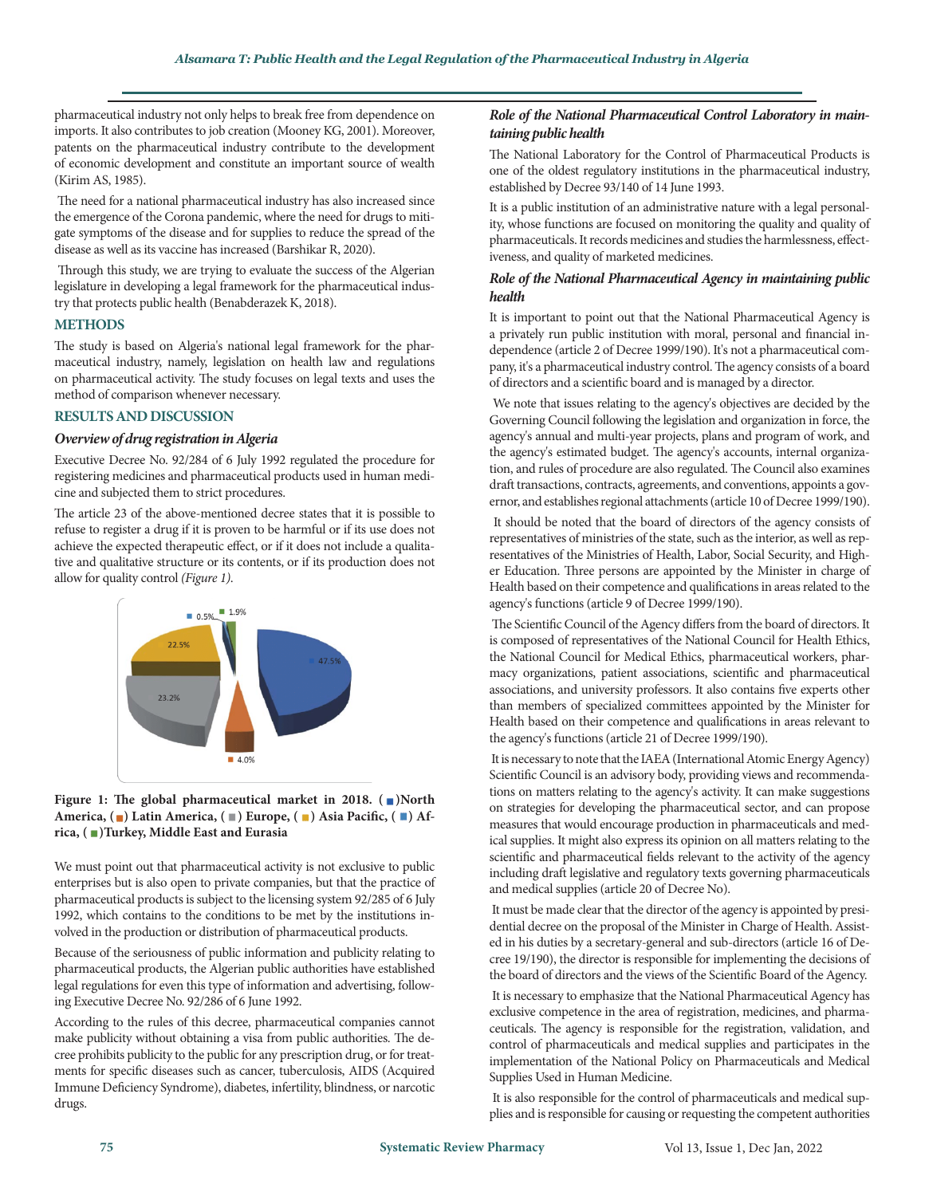pharmaceutical industry not only helps to break free from dependence on imports. It also contributes to job creation (Mooney KG, 2001). Moreover, patents on the pharmaceutical industry contribute to the development of economic development and constitute an important source of wealth (Kirim AS, 1985).

The need for a national pharmaceutical industry has also increased since the emergence of the Corona pandemic, where the need for drugs to mitigate symptoms of the disease and for supplies to reduce the spread of the disease as well as its vaccine has increased (Barshikar R, 2020).

Through this study, we are trying to evaluate the success of the Algerian legislature in developing a legal framework for the pharmaceutical industry that protects public health (Benabderazek K, 2018).

## METHODS

The study is based on Algeria's national legal framework for the pharmaceutical industry, namely, legislation on health law and regulations on pharmaceutical activity. The study focuses on legal texts and uses the method of comparison whenever necessary.

## RESULTS AND DISCUSSION

### *Overview of drug registration in Algeria*

Executive Decree No. 92/284 of 6 July 1992 regulated the procedure for registering medicines and pharmaceutical products used in human medicine and subjected them to strict procedures.

The article 23 of the above-mentioned decree states that it is possible to refuse to register a drug if it is proven to be harmful or if its use does not achieve the expected therapeutic effect, or if it does not include a qualitative and qualitative structure or its contents, or if its production does not allow for quality control *(Figure 1)*.

**Figure 1: The global pharmaceutical market in 2018. (■)North America, (■) Latin America, (■) Europe, (■) Asia Pacific, (■) Africa, (■)Turkey, Middle East and Eurasia**

We must point out that pharmaceutical activity is not exclusive to public enterprises but is also open to private companies, but that the practice of pharmaceutical professions is subject to the licensing system 92/285 of 6 July 1992, which contains to the conditions to be met by the institutions involved in the production or distribution of pharmaceutical products.

Because of the seriousness of public information and publicity relating to pharmaceutical products, the Algerian public authorities have established legal regulations for even this type of information and advertising, following Executive Decree No. 92/286 of 6 June 1992.

According to the rules of this decree, pharmaceutical companies cannot make publicity without obtaining a visa from public authorities. The decree prohibits publicity to the public for any prescription drug, or for treatments for specific diseases such as cancer, tuberculosis, AIDS (Acquired Immune Deficiency Syndrome), diabetes, infertility, blindness, or narcotic drugs.

### *Role of the National Pharmaceutical Control Laboratory in maintaining public health*

The National Laboratory for the Control of Pharmaceutical Products is one of the oldest regulatory institutions in the pharmaceutical industry, established by Decree 93/140 of 14 June 1993.

It is a public institution of an administrative nature with a legal personality, whose functions are focused on monitoring the quality and quality of pharmaceuticals. It records medicines and studies the harmlessness, effectiveness, and quality of marketed medicines.

### *Role of the National Pharmaceutical Agency in maintaining public health*

It is important to point out that the National Pharmaceutical Agency is a privately run public institution with moral, personal and financial independence (article 2 of Decree 1999/190). It's not a pharmaceutical company, it's a pharmaceutical industry control. The agency consists of a board of directors and a scientific board and is managed by a director.

We note that issues relating to the agency's objectives are decided by the Governing Council following the legislation and organization in force, the agency's annual and multi-year projects, plans and program of work, and the agency's estimated budget. The agency's accounts, internal organization, and rules of procedure are also regulated. The Council also examines draft transactions, contracts, agreements, and conventions, appoints a governor, and establishes regional attachments (article 10 of Decree 1999/190).

It should be noted that the board of directors of the agency consists of representatives of ministries of the state, such as the interior, as well as representatives of the Ministries of Health, Labor, Social Security, and Higher Education. Three persons are appointed by the Minister in charge of Health based on their competence and qualifications in areas related to the agency's functions (article 9 of Decree 1999/190).

The Scientific Council of the Agency differs from the board of directors. It is composed of representatives of the National Council for Health Ethics, the National Council for Medical Ethics, pharmaceutical workers, pharmacy organizations, patient associations, scientific and pharmaceutical associations, and university professors. It also contains five experts other than members of specialized committees appointed by the Minister for Health based on their competence and qualifications in areas relevant to the agency's functions (article 21 of Decree 1999/190).

It is necessary to note that the IAEA (International Atomic Energy Agency) Scientific Council is an advisory body, providing views and recommendations on matters relating to the agency's activity. It can make suggestions on strategies for developing the pharmaceutical sector, and can propose measures that would encourage production in pharmaceuticals and medical supplies. It might also express its opinion on all matters relating to the scientific and pharmaceutical fields relevant to the activity of the agency including draft legislative and regulatory texts governing pharmaceuticals and medical supplies (article 20 of Decree No).

It must be made clear that the director of the agency is appointed by presidential decree on the proposal of the Minister in Charge of Health. Assisted in his duties by a secretary-general and sub-directors (article 16 of Decree 19/190), the director is responsible for implementing the decisions of the board of directors and the views of the Scientific Board of the Agency.

It is necessary to emphasize that the National Pharmaceutical Agency has exclusive competence in the area of registration, medicines, and pharmaceuticals. The agency is responsible for the registration, validation, and control of pharmaceuticals and medical supplies and participates in the implementation of the National Policy on Pharmaceuticals and Medical Supplies Used in Human Medicine.

It is also responsible for the control of pharmaceuticals and medical supplies and is responsible for causing or requesting the competent authorities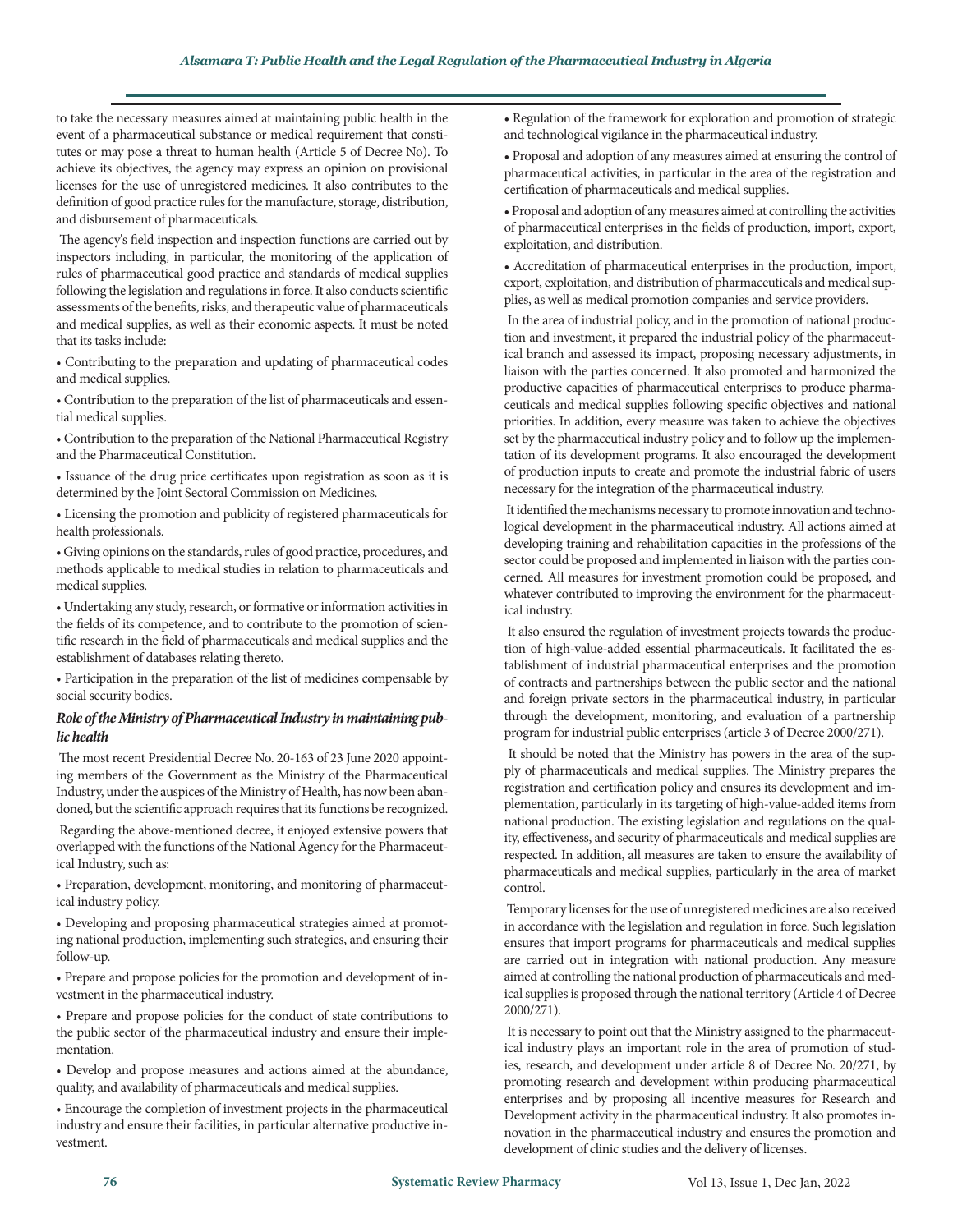to take the necessary measures aimed at maintaining public health in the event of a pharmaceutical substance or medical requirement that constitutes or may pose a threat to human health (Article 5 of Decree No). To achieve its objectives, the agency may express an opinion on provisional licenses for the use of unregistered medicines. It also contributes to the definition of good practice rules for the manufacture, storage, distribution, and disbursement of pharmaceuticals.

The agency's field inspection and inspection functions are carried out by inspectors including, in particular, the monitoring of the application of rules of pharmaceutical good practice and standards of medical supplies following the legislation and regulations in force. It also conducts scientific assessments of the benefits, risks, and therapeutic value of pharmaceuticals and medical supplies, as well as their economic aspects. It must be noted that its tasks include:

- Contributing to the preparation and updating of pharmaceutical codes and medical supplies.
- Contribution to the preparation of the list of pharmaceuticals and essential medical supplies.
- Contribution to the preparation of the National Pharmaceutical Registry and the Pharmaceutical Constitution.
- Issuance of the drug price certificates upon registration as soon as it is determined by the Joint Sectoral Commission on Medicines.
- Licensing the promotion and publicity of registered pharmaceuticals for health professionals.
- Giving opinions on the standards, rules of good practice, procedures, and methods applicable to medical studies in relation to pharmaceuticals and medical supplies.
- Undertaking any study, research, or formative or information activities in the fields of its competence, and to contribute to the promotion of scientific research in the field of pharmaceuticals and medical supplies and the establishment of databases relating thereto.
- Participation in the preparation of the list of medicines compensable by social security bodies.

### *Role of the Ministry of Pharmaceutical Industry in maintaining public health*

The most recent Presidential Decree No. 20-163 of 23 June 2020 appointing members of the Government as the Ministry of the Pharmaceutical Industry, under the auspices of the Ministry of Health, has now been abandoned, but the scientific approach requires that its functions be recognized.

Regarding the above-mentioned decree, it enjoyed extensive powers that overlapped with the functions of the National Agency for the Pharmaceutical Industry, such as:

- Preparation, development, monitoring, and monitoring of pharmaceutical industry policy.
- Developing and proposing pharmaceutical strategies aimed at promoting national production, implementing such strategies, and ensuring their follow-up.
- Prepare and propose policies for the promotion and development of investment in the pharmaceutical industry.
- Prepare and propose policies for the conduct of state contributions to the public sector of the pharmaceutical industry and ensure their implementation.
- Develop and propose measures and actions aimed at the abundance, quality, and availability of pharmaceuticals and medical supplies.
- Encourage the completion of investment projects in the pharmaceutical industry and ensure their facilities, in particular alternative productive investment.
- Regulation of the framework for exploration and promotion of strategic and technological vigilance in the pharmaceutical industry.
- Proposal and adoption of any measures aimed at ensuring the control of pharmaceutical activities, in particular in the area of the registration and certification of pharmaceuticals and medical supplies.
- Proposal and adoption of any measures aimed at controlling the activities of pharmaceutical enterprises in the fields of production, import, export, exploitation, and distribution.
- Accreditation of pharmaceutical enterprises in the production, import, export, exploitation, and distribution of pharmaceuticals and medical supplies, as well as medical promotion companies and service providers.

In the area of industrial policy, and in the promotion of national production and investment, it prepared the industrial policy of the pharmaceutical branch and assessed its impact, proposing necessary adjustments, in liaison with the parties concerned. It also promoted and harmonized the productive capacities of pharmaceutical enterprises to produce pharmaceuticals and medical supplies following specific objectives and national priorities. In addition, every measure was taken to achieve the objectives set by the pharmaceutical industry policy and to follow up the implementation of its development programs. It also encouraged the development of production inputs to create and promote the industrial fabric of users necessary for the integration of the pharmaceutical industry.

It identified the mechanisms necessary to promote innovation and technological development in the pharmaceutical industry. All actions aimed at developing training and rehabilitation capacities in the professions of the sector could be proposed and implemented in liaison with the parties concerned. All measures for investment promotion could be proposed, and whatever contributed to improving the environment for the pharmaceutical industry.

It also ensured the regulation of investment projects towards the production of high-value-added essential pharmaceuticals. It facilitated the establishment of industrial pharmaceutical enterprises and the promotion of contracts and partnerships between the public sector and the national and foreign private sectors in the pharmaceutical industry, in particular through the development, monitoring, and evaluation of a partnership program for industrial public enterprises (article 3 of Decree 2000/271).

It should be noted that the Ministry has powers in the area of the supply of pharmaceuticals and medical supplies. The Ministry prepares the registration and certification policy and ensures its development and implementation, particularly in its targeting of high-value-added items from national production. The existing legislation and regulations on the quality, effectiveness, and security of pharmaceuticals and medical supplies are respected. In addition, all measures are taken to ensure the availability of pharmaceuticals and medical supplies, particularly in the area of market control.

Temporary licenses for the use of unregistered medicines are also received in accordance with the legislation and regulation in force. Such legislation ensures that import programs for pharmaceuticals and medical supplies are carried out in integration with national production. Any measure aimed at controlling the national production of pharmaceuticals and medical supplies is proposed through the national territory (Article 4 of Decree 2000/271).

It is necessary to point out that the Ministry assigned to the pharmaceutical industry plays an important role in the area of promotion of studies, research, and development under article 8 of Decree No. 20/271, by promoting research and development within producing pharmaceutical enterprises and by proposing all incentive measures for Research and Development activity in the pharmaceutical industry. It also promotes innovation in the pharmaceutical industry and ensures the promotion and development of clinic studies and the delivery of licenses.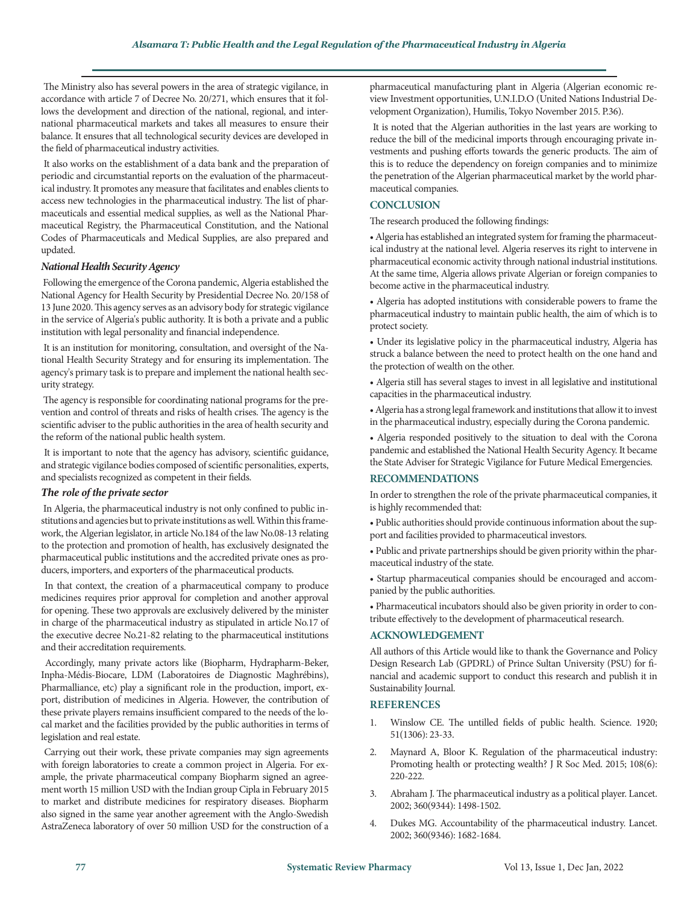The Ministry also has several powers in the area of strategic vigilance, in accordance with article 7 of Decree No. 20/271, which ensures that it follows the development and direction of the national, regional, and international pharmaceutical markets and takes all measures to ensure their balance. It ensures that all technological security devices are developed in the field of pharmaceutical industry activities.

It also works on the establishment of a data bank and the preparation of periodic and circumstantial reports on the evaluation of the pharmaceutical industry. It promotes any measure that facilitates and enables clients to access new technologies in the pharmaceutical industry. The list of pharmaceuticals and essential medical supplies, as well as the National Pharmaceutical Registry, the Pharmaceutical Constitution, and the National Codes of Pharmaceuticals and Medical Supplies, are also prepared and updated.

### *National Health Security Agency*

Following the emergence of the Corona pandemic, Algeria established the National Agency for Health Security by Presidential Decree No. 20/158 of 13 June 2020. This agency serves as an advisory body for strategic vigilance in the service of Algeria's public authority. It is both a private and a public institution with legal personality and financial independence.

It is an institution for monitoring, consultation, and oversight of the National Health Security Strategy and for ensuring its implementation. The agency's primary task is to prepare and implement the national health security strategy.

The agency is responsible for coordinating national programs for the prevention and control of threats and risks of health crises. The agency is the scientific adviser to the public authorities in the area of health security and the reform of the national public health system.

It is important to note that the agency has advisory, scientific guidance, and strategic vigilance bodies composed of scientific personalities, experts, and specialists recognized as competent in their fields.

### *The role of the private sector*

In Algeria, the pharmaceutical industry is not only confined to public institutions and agencies but to private institutions as well. Within this framework, the Algerian legislator, in article No.184 of the law No.08-13 relating to the protection and promotion of health, has exclusively designated the pharmaceutical public institutions and the accredited private ones as producers, importers, and exporters of the pharmaceutical products.

In that context, the creation of a pharmaceutical company to produce medicines requires prior approval for completion and another approval for opening. These two approvals are exclusively delivered by the minister in charge of the pharmaceutical industry as stipulated in article No.17 of the executive decree No.21-82 relating to the pharmaceutical institutions and their accreditation requirements.

Accordingly, many private actors like (Biopharm, Hydrapharm-Beker, Inpha-Médis-Biocare, LDM (Laboratoires de Diagnostic Maghrébins), Pharmalliance, etc) play a significant role in the production, import, export, distribution of medicines in Algeria. However, the contribution of these private players remains insufficient compared to the needs of the local market and the facilities provided by the public authorities in terms of legislation and real estate.

Carrying out their work, these private companies may sign agreements with foreign laboratories to create a common project in Algeria. For example, the private pharmaceutical company Biopharm signed an agreement worth 15 million USD with the Indian group Cipla in February 2015 to market and distribute medicines for respiratory diseases. Biopharm also signed in the same year another agreement with the Anglo-Swedish AstraZeneca laboratory of over 50 million USD for the construction of a pharmaceutical manufacturing plant in Algeria (Algerian economic review Investment opportunities, U.N.I.D.O (United Nations Industrial Development Organization), Humilis, Tokyo November 2015. P.36).

It is noted that the Algerian authorities in the last years are working to reduce the bill of the medicinal imports through encouraging private investments and pushing efforts towards the generic products. The aim of this is to reduce the dependency on foreign companies and to minimize the penetration of the Algerian pharmaceutical market by the world pharmaceutical companies.

## CONCLUSION

The research produced the following findings:

- Algeria has established an integrated system for framing the pharmaceutical industry at the national level. Algeria reserves its right to intervene in pharmaceutical economic activity through national industrial institutions. At the same time, Algeria allows private Algerian or foreign companies to become active in the pharmaceutical industry.
- Algeria has adopted institutions with considerable powers to frame the pharmaceutical industry to maintain public health, the aim of which is to protect society.
- Under its legislative policy in the pharmaceutical industry, Algeria has struck a balance between the need to protect health on the one hand and the protection of wealth on the other.
- Algeria still has several stages to invest in all legislative and institutional capacities in the pharmaceutical industry.
- Algeria has a strong legal framework and institutions that allow it to invest in the pharmaceutical industry, especially during the Corona pandemic.
- Algeria responded positively to the situation to deal with the Corona pandemic and established the National Health Security Agency. It became the State Adviser for Strategic Vigilance for Future Medical Emergencies.

## RECOMMENDATIONS

In order to strengthen the role of the private pharmaceutical companies, it is highly recommended that:

- Public authorities should provide continuous information about the support and facilities provided to pharmaceutical investors.
- Public and private partnerships should be given priority within the pharmaceutical industry of the state.
- Startup pharmaceutical companies should be encouraged and accompanied by the public authorities.
- Pharmaceutical incubators should also be given priority in order to contribute effectively to the development of pharmaceutical research.

## ACKNOWLEDGEMENT

All authors of this Article would like to thank the Governance and Policy Design Research Lab (GPDRL) of Prince Sultan University (PSU) for financial and academic support to conduct this research and publish it in Sustainability Journal.

## REFERENCES

1. Winslow CE. The untilled fields of public health. Science. 1920; 51(1306): 23-33.
2. Maynard A, Bloor K. Regulation of the pharmaceutical industry: Promoting health or protecting wealth? J R Soc Med. 2015; 108(6): 220-222.
3. Abraham J. The pharmaceutical industry as a political player. Lancet. 2002; 360(9344): 1498-1502.
4. Dukes MG. Accountability of the pharmaceutical industry. Lancet. 2002; 360(9346): 1682-1684.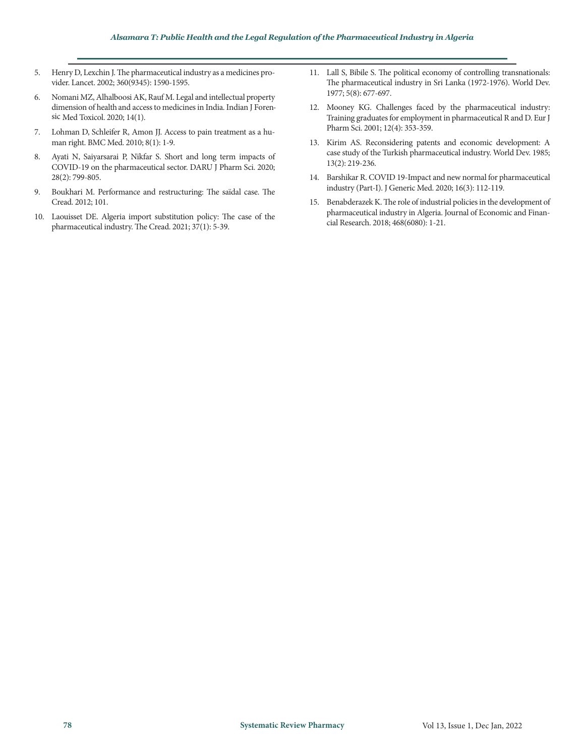5. Henry D, Lexchin J. The pharmaceutical industry as a medicines provider. Lancet. 2002; 360(9345): 1590-1595.
6. Nomani MZ, Alhalboosi AK, Rauf M. Legal and intellectual property dimension of health and access to medicines in India. Indian J Forensic Med Toxicol. 2020; 14(1).
7. Lohman D, Schleifer R, Amon JJ. Access to pain treatment as a human right. BMC Med. 2010; 8(1): 1-9.
8. Ayati N, Saiyarsarai P, Nikfar S. Short and long term impacts of COVID-19 on the pharmaceutical sector. DARU J Pharm Sci. 2020; 28(2): 799-805.
9. Boukhari M. Performance and restructuring: The saïdal case. The Cread. 2012; 101.
10. Laouisset DE. Algeria import substitution policy: The case of the pharmaceutical industry. The Cread. 2021; 37(1): 5-39.
11. Lall S, Bibile S. The political economy of controlling transnationals: The pharmaceutical industry in Sri Lanka (1972-1976). World Dev. 1977; 5(8): 677-697.
12. Mooney KG. Challenges faced by the pharmaceutical industry: Training graduates for employment in pharmaceutical R and D. Eur J Pharm Sci. 2001; 12(4): 353-359.
13. Kirim AS. Reconsidering patents and economic development: A case study of the Turkish pharmaceutical industry. World Dev. 1985; 13(2): 219-236.
14. Barshikar R. COVID 19-Impact and new normal for pharmaceutical industry (Part-I). J Generic Med. 2020; 16(3): 112-119.
15. Benabderazek K. The role of industrial policies in the development of pharmaceutical industry in Algeria. Journal of Economic and Financial Research. 2018; 468(6080): 1-21.